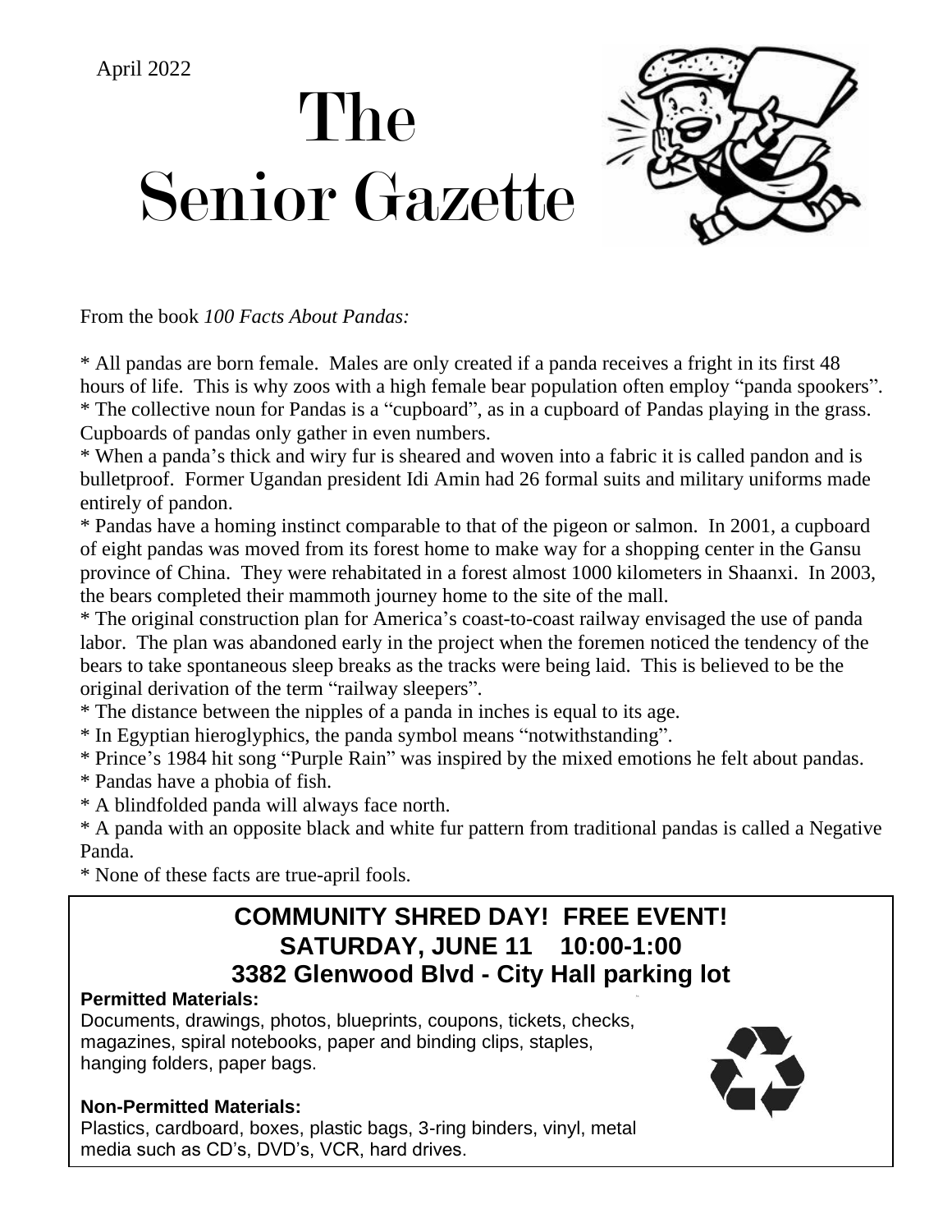April 2022

# The Senior Gazette

From the book *100 Facts About Pandas:*

* All pandas are born female. Males are only created if a panda receives a fright in its first 48 hours of life. This is why zoos with a high female bear population often employ "panda spookers".
* The collective noun for Pandas is a "cupboard", as in a cupboard of Pandas playing in the grass. Cupboards of pandas only gather in even numbers.
* When a panda's thick and wiry fur is sheared and woven into a fabric it is called pandon and is bulletproof. Former Ugandan president Idi Amin had 26 formal suits and military uniforms made entirely of pandon.
* Pandas have a homing instinct comparable to that of the pigeon or salmon. In 2001, a cupboard of eight pandas was moved from its forest home to make way for a shopping center in the Gansu province of China. They were rehabitated in a forest almost 1000 kilometers in Shaanxi. In 2003, the bears completed their mammoth journey home to the site of the mall.
* The original construction plan for America's coast-to-coast railway envisaged the use of panda labor. The plan was abandoned early in the project when the foremen noticed the tendency of the bears to take spontaneous sleep breaks as the tracks were being laid. This is believed to be the original derivation of the term "railway sleepers".
* The distance between the nipples of a panda in inches is equal to its age.
* In Egyptian hieroglyphics, the panda symbol means "notwithstanding".
* Prince's 1984 hit song "Purple Rain" was inspired by the mixed emotions he felt about pandas.
* Pandas have a phobia of fish.
* A blindfolded panda will always face north.
* A panda with an opposite black and white fur pattern from traditional pandas is called a Negative Panda.
* None of these facts are true-april fools.

## COMMUNITY SHRED DAY! FREE EVENT!
## SATURDAY, JUNE 11 10:00-1:00
## 3382 Glenwood Blvd - City Hall parking lot

**Permitted Materials:**
Documents, drawings, photos, blueprints, coupons, tickets, checks, magazines, spiral notebooks, paper and binding clips, staples, hanging folders, paper bags.

**Non-Permitted Materials:**
Plastics, cardboard, boxes, plastic bags, 3-ring binders, vinyl, metal media such as CD's, DVD's, VCR, hard drives.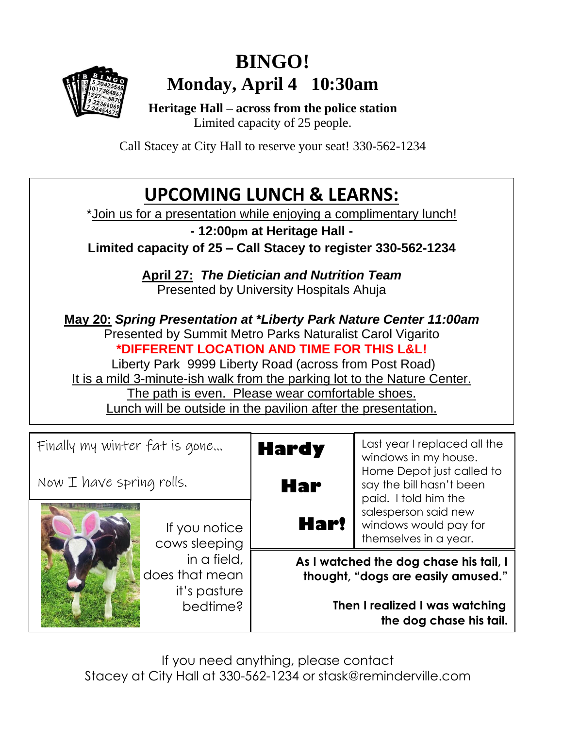# BINGO!

## Monday, April 4 10:30am

**Heritage Hall – across from the police station**

Limited capacity of 25 people.

Call Stacey at City Hall to reserve your seat! 330-562-1234

## UPCOMING LUNCH & LEARNS:

*Join us for a presentation while enjoying a complimentary lunch!

**- 12:00pm at Heritage Hall -**

**Limited capacity of 25 – Call Stacey to register 330-562-1234**

**April 27:** ***The Dietician and Nutrition Team***

Presented by University Hospitals Ahuja

**May 20:** ***Spring Presentation at *Liberty Park Nature Center 11:00am***

Presented by Summit Metro Parks Naturalist Carol Vigarito

**\*DIFFERENT LOCATION AND TIME FOR THIS L&L!**

Liberty Park 9999 Liberty Road (across from Post Road)

It is a mild 3-minute-ish walk from the parking lot to the Nature Center.

The path is even. Please wear comfortable shoes.

Lunch will be outside in the pavilion after the presentation.

**Hardy Har Har!**

Finally my winter fat is gone...

Now I have spring rolls.

If you notice cows sleeping in a field, does that mean it's pasture bedtime?

Last year I replaced all the windows in my house. Home Depot just called to say the bill hasn't been paid. I told him the salesperson said new windows would pay for themselves in a year.

**As I watched the dog chase his tail, I thought, "dogs are easily amused."**

**Then I realized I was watching the dog chase his tail.**

If you need anything, please contact
Stacey at City Hall at 330-562-1234 or stask@reminderville.com